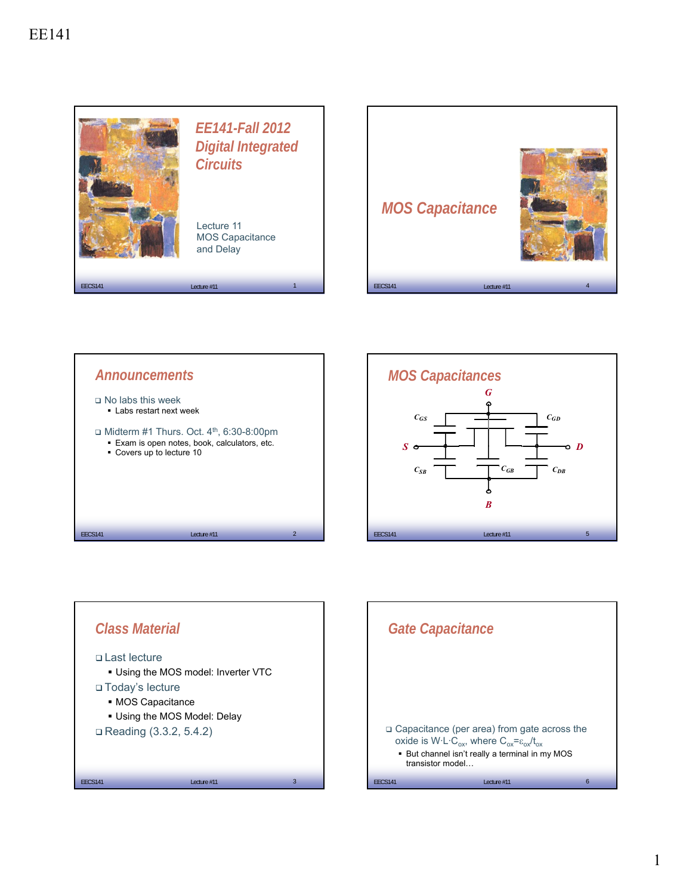# EE141-Fall 2012
## Digital Integrated Circuits

Lecture 11
MOS Capacitance
and Delay

## MOS Capacitance

## Announcements

- No labs this week
  - Labs restart next week
- Midterm #1 Thurs. Oct. 4th, 6:30-8:00pm
  - Exam is open notes, book, calculators, etc.
  - Covers up to lecture 10

## MOS Capacitances

G

$C_{GS}$ $C_{GD}$

S D

$C_{SB}$ $C_{GB}$ $C_{DB}$

B

## Class Material

- Last lecture
  - Using the MOS model: Inverter VTC
- Today's lecture
  - MOS Capacitance
  - Using the MOS Model: Delay
- Reading (3.3.2, 5.4.2)

## Gate Capacitance

- Capacitance (per area) from gate across the oxide is $W \cdot L \cdot C_{ox}$, where $C_{ox} = \varepsilon_{ox}/t_{ox}$
  - But channel isn't really a terminal in my MOS transistor model…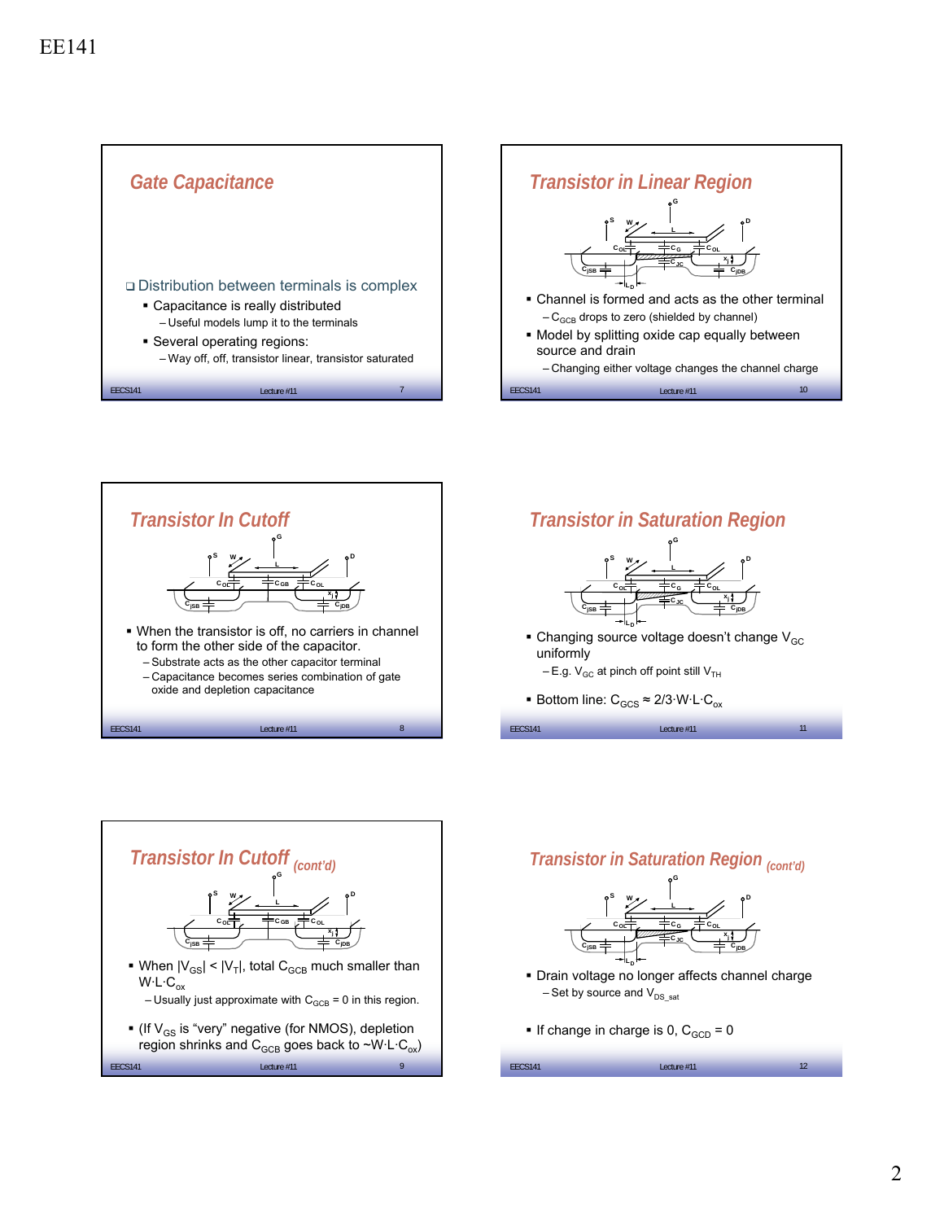## Gate Capacitance

- Distribution between terminals is complex
  - Capacitance is really distributed
    - Useful models lump it to the terminals
  - Several operating regions:
    - Way off, off, transistor linear, transistor saturated

## Transistor In Cutoff

- When the transistor is off, no carriers in channel to form the other side of the capacitor.
  - Substrate acts as the other capacitor terminal
  - Capacitance becomes series combination of gate oxide and depletion capacitance

## Transistor In Cutoff (cont'd)

- When $|V_{GS}| < |V_T|$, total $C_{GCB}$ much smaller than $W \cdot L \cdot C_{ox}$
  - Usually just approximate with $C_{GCB} = 0$ in this region.
- (If $V_{GS}$ is "very" negative (for NMOS), depletion region shrinks and $C_{GCB}$ goes back to $\sim W \cdot L \cdot C_{ox}$)

## Transistor in Linear Region

- Channel is formed and acts as the other terminal
  - $C_{GCB}$ drops to zero (shielded by channel)
- Model by splitting oxide cap equally between source and drain
  - Changing either voltage changes the channel charge

## Transistor in Saturation Region

- Changing source voltage doesn't change $V_{GC}$ uniformly
  - E.g. $V_{GC}$ at pinch off point still $V_{TH}$
- Bottom line: $C_{GCS} \approx 2/3 \cdot W \cdot L \cdot C_{ox}$

## Transistor in Saturation Region (cont'd)

- Drain voltage no longer affects channel charge
  - Set by source and $V_{DS\_sat}$
- If change in charge is 0, $C_{GCD} = 0$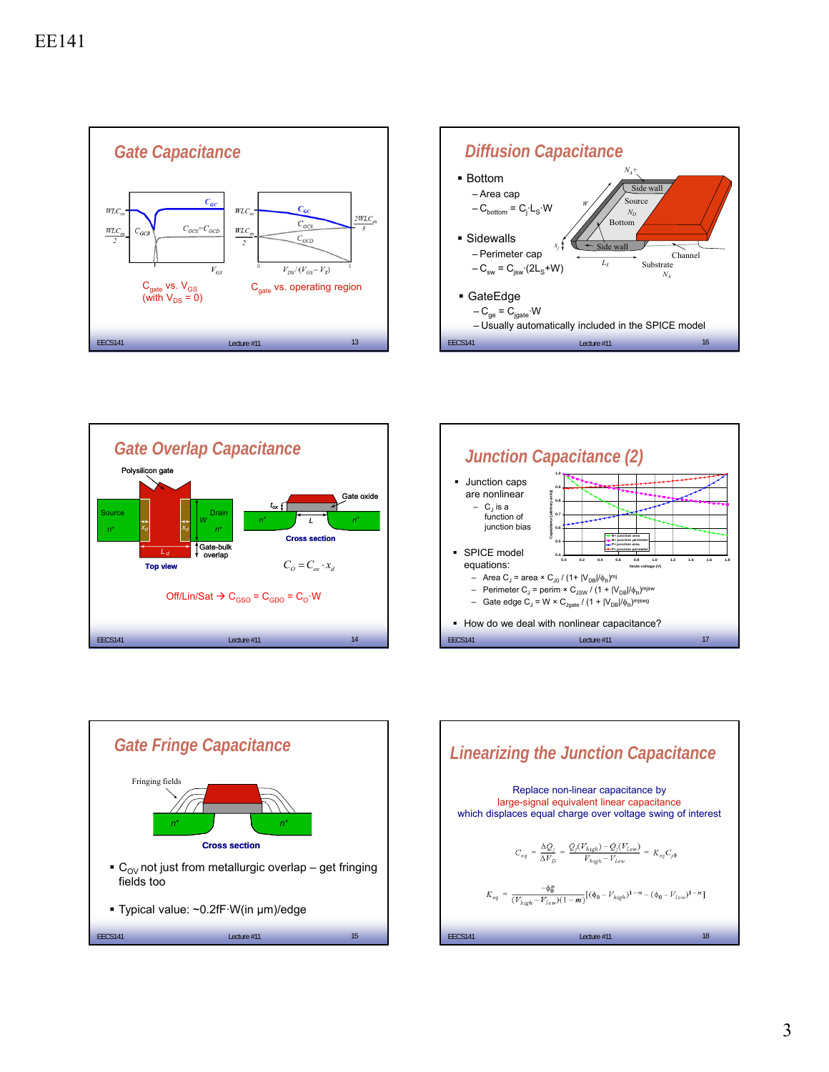EE141

## Gate Capacitance

$C_{gate}$ vs. $V_{GS}$ (with $V_{DS}$ = 0)

$C_{gate}$ vs. operating region

## Diffusion Capacitance

- Bottom
  - Area cap
  - $C_{bottom} = C_j \cdot L_S \cdot W$
- Sidewalls
  - Perimeter cap
  - $C_{sw} = C_{jsw} \cdot (2L_S + W)$
- GateEdge
  - $C_{ge} = C_{jgate} \cdot W$
  - Usually automatically included in the SPICE model

## Gate Overlap Capacitance

Top view

Cross section

$$C_O = C_{ox} \cdot x_d$$

Off/Lin/Sat → $C_{GSO} = C_{GDO} = C_O \cdot W$

## Junction Capacitance (2)

- Junction caps are nonlinear
  - $C_J$ is a function of junction bias
- SPICE model equations:
  - Area $C_J$ = area × $C_{J0}$ / $(1+ |V_{DB}/\phi_B|)^{mj}$
  - Perimeter $C_J$ = perim × $C_{JSW}$ / $(1 + |V_{DB}|/\phi_B)^{mjsw}$
  - Gate edge $C_J$ = W × $C_{Jgate}$ / $(1 + |V_{DB}|/\phi_B)^{mjswg}$
- How do we deal with nonlinear capacitance?

## Gate Fringe Capacitance

Cross section

- $C_{OV}$ not just from metallurgic overlap – get fringing fields too
- Typical value: ~0.2fF·W(in μm)/edge

## Linearizing the Junction Capacitance

Replace non-linear capacitance by large-signal equivalent linear capacitance which displaces equal charge over voltage swing of interest

$$C_{eq} = \frac{\Delta Q_j}{\Delta V_D} = \frac{Q_j(V_{high}) - Q_j(V_{low})}{V_{high} - V_{low}} = K_{eq} C_{j0}$$

$$K_{eq} = \frac{-\phi_0^m}{(V_{high} - V_{low})(1-m)}[(\phi_0 - V_{high})^{1-m} - (\phi_0 - V_{low})^{1-m}]$$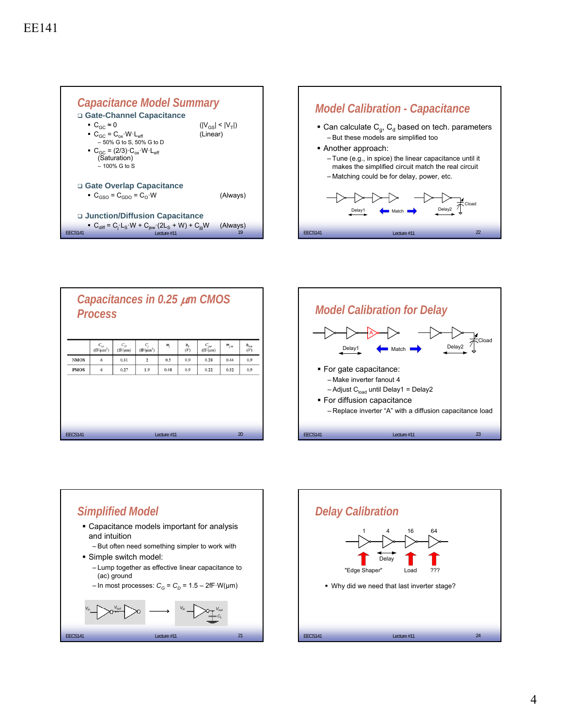EE141

## Capacitance Model Summary

- Gate-Channel Capacitance
  - $C_{GC} \approx 0$ ($|V_{GS}| < |V_T|$)
  - $C_{GC} = C_{ox} \cdot W \cdot L_{eff}$ (Linear)
    - 50% G to S, 50% G to D
  - $C_{GC} = (2/3) \cdot C_{ox} \cdot W \cdot L_{eff}$ (Saturation)
    - 100% G to S
- Gate Overlap Capacitance
  - $C_{GSO} = C_{GDO} = C_O \cdot W$ (Always)
- Junction/Diffusion Capacitance
  - $C_{diff} = C_j \cdot L_S \cdot W + C_{jsw} \cdot (2L_S + W) + C_{jg} W$ (Always)

## Model Calibration - Capacitance

- Can calculate $C_g$, $C_d$ based on tech. parameters
  - But these models are simplified too
- Another approach:
  - Tune (e.g., in spice) the linear capacitance until it makes the simplified circuit match the real circuit
  - Matching could be for delay, power, etc.

Delay1 — Match — Delay2, Cload

## Capacitances in 0.25 $\mu m$ CMOS Process

| | $C_{ox}$ (fF/μm²) | $C_O$ (fF/μm) | $C_j$ (fF/μm²) | $m_j$ | $\phi_b$ (V) | $C_{jsw}$ (fF/μm) | $m_{jsw}$ | $\phi_{bsw}$ (V) |
|---|---|---|---|---|---|---|---|---|
| NMOS | 6 | 0.31 | 2 | 0.5 | 0.9 | 0.28 | 0.44 | 0.9 |
| PMOS | 6 | 0.27 | 1.9 | 0.48 | 0.9 | 0.22 | 0.32 | 0.9 |

## Model Calibration for Delay

Delay1 — Match — Delay2, Cload, A

- For gate capacitance:
  - Make inverter fanout 4
  - Adjust $C_{load}$ until Delay1 = Delay2
- For diffusion capacitance
  - Replace inverter "A" with a diffusion capacitance load

## Simplified Model

- Capacitance models important for analysis and intuition
  - But often need something simpler to work with
- Simple switch model:
  - Lump together as effective linear capacitance to (ac) ground
  - In most processes: $C_G = C_D = 1.5 - 2\text{fF} \cdot W(\mu m)$

## Delay Calibration

1, 4, 16, 64 — "Edge Shaper", Delay, Load, ???

- Why did we need that last inverter stage?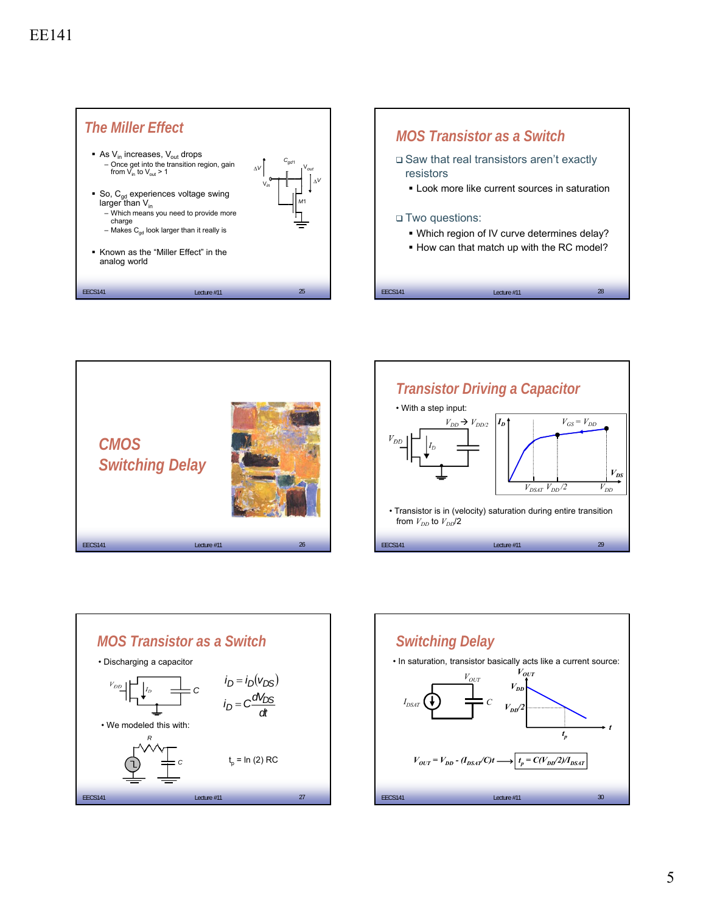## The Miller Effect

- As $V_{in}$ increases, $V_{out}$ drops
  - Once get into the transition region, gain from $V_{in}$ to $V_{out}$ > 1
- So, $C_{gd}$ experiences voltage swing larger than $V_{in}$
  - Which means you need to provide more charge
  - Makes $C_{gd}$ look larger than it really is
- Known as the "Miller Effect" in the analog world

## CMOS Switching Delay

## MOS Transistor as a Switch

- Discharging a capacitor

$$i_D = i_D(v_{DS})$$

$$i_D = C\frac{dV_{DS}}{dt}$$

- We modeled this with:

$t_p = \ln(2)\,RC$

## MOS Transistor as a Switch

- Saw that real transistors aren't exactly resistors
  - Look more like current sources in saturation
- Two questions:
  - Which region of IV curve determines delay?
  - How can that match up with the RC model?

## Transistor Driving a Capacitor

- With a step input:

$V_{DD} \rightarrow V_{DD/2}$

- Transistor is in (velocity) saturation during entire transition from $V_{DD}$ to $V_{DD}/2$

## Switching Delay

- In saturation, transistor basically acts like a current source:

$$V_{OUT} = V_{DD} - (I_{DSAT}/C)t \longrightarrow t_p = C(V_{DD}/2)/I_{DSAT}$$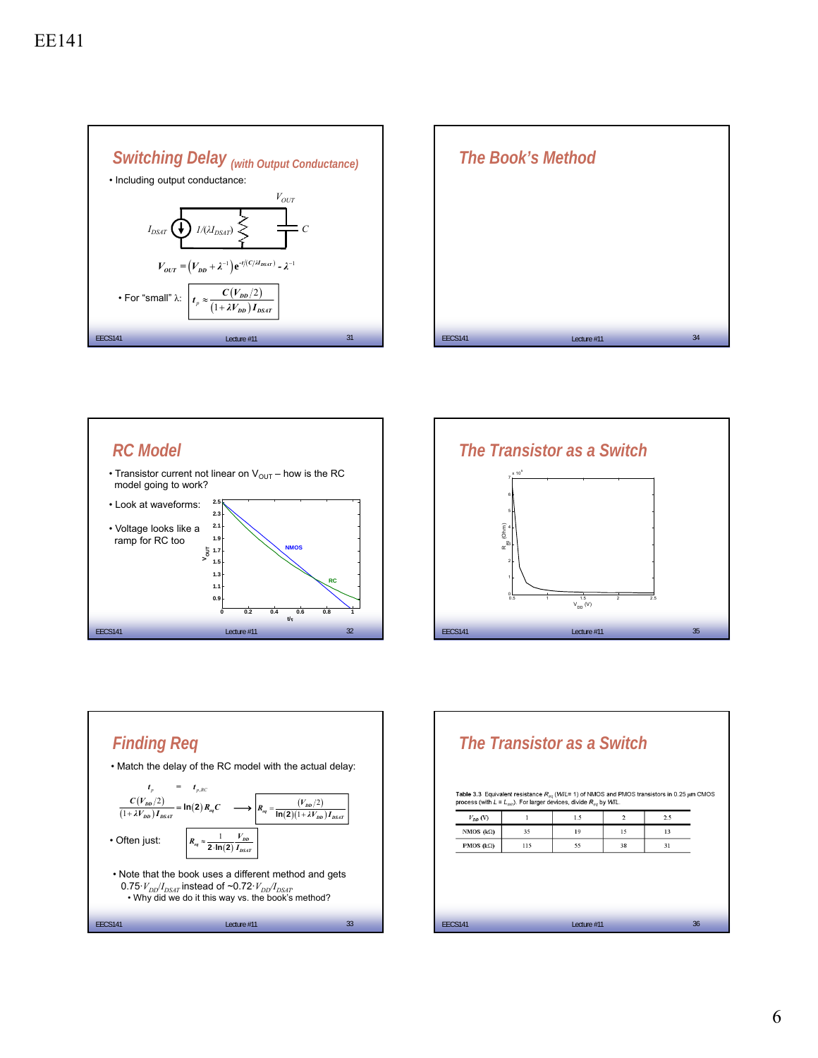## Switching Delay (with Output Conductance)

- Including output conductance:

$V_{OUT}$

$I_{DSAT}$ $1/(\lambda I_{DSAT})$ $C$

$$V_{OUT} = \left(V_{DD} + \lambda^{-1}\right) e^{-t/(C/\lambda I_{DSAT})} - \lambda^{-1}$$

- For "small" λ: $t_p \approx \dfrac{C(V_{DD}/2)}{(1+\lambda V_{DD}) I_{DSAT}}$

## The Book's Method

## RC Model

- Transistor current not linear on $V_{OUT}$ – how is the RC model going to work?
- Look at waveforms:
- Voltage looks like a ramp for RC too

$V_{OUT}$

2.5
2.3
2.1
1.9
1.7
1.5
1.3
1.1
0.9

0
0.2
0.4
0.6
0.8
1

t/τ

NMOS

RC

## The Transistor as a Switch

x 10^5

7
6
5
4
3
2
1
0

$R_{eq}$ (Ohm)

0.5
1
1.5
2
2.5

$V_{DD}$ (V)

## Finding Req

- Match the delay of the RC model with the actual delay:

$$t_p = t_{p,RC}$$

$$\frac{C(V_{DD}/2)}{(1+\lambda V_{DD})I_{DSAT}} = \ln(2) R_{eq} C \longrightarrow R_{eq} = \frac{(V_{DD}/2)}{\ln(2)(1+\lambda V_{DD}) I_{DSAT}}$$

- Often just: $R_{eq} \approx \dfrac{1}{2 \cdot \ln(2)} \dfrac{V_{DD}}{I_{DSAT}}$

- Note that the book uses a different method and gets $0.75 \cdot V_{DD}/I_{DSAT}$ instead of ~$0.72 \cdot V_{DD}/I_{DSAT}$
  - Why did we do it this way vs. the book's method?

## The Transistor as a Switch

Table 3.3 Equivalent resistance $R_{eq}$ ($W/L = 1$) of NMOS and PMOS transistors in 0.25 μm CMOS process (with $L = L_{min}$). For larger devices, divide $R_{eq}$ by $W/L$.

| $V_{DD}$ (V) | 1 | 1.5 | 2 | 2.5 |
|---|---|---|---|---|
| NMOS (kΩ) | 35 | 19 | 15 | 13 |
| PMOS (kΩ) | 115 | 55 | 38 | 31 |